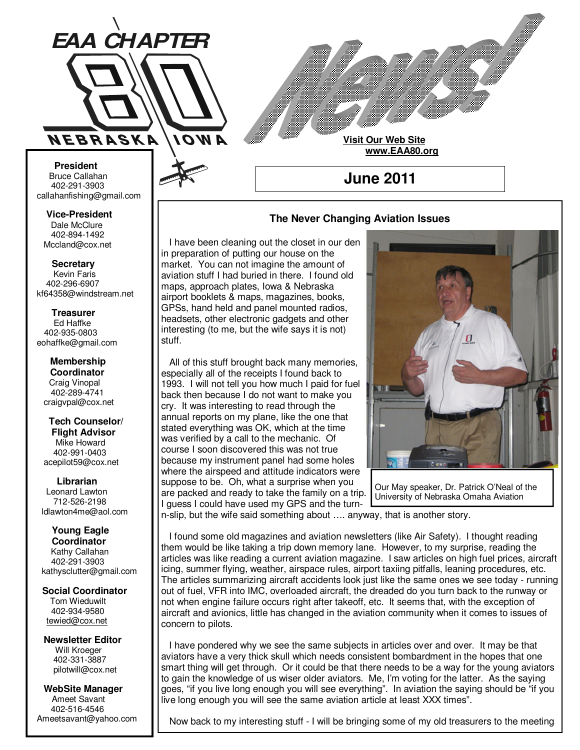# EAA CHAPTER 80 NEBRASKA IOWA

# News!

**Visit Our Web Site**
**www.EAA80.org**

## June 2011

**President**
Bruce Callahan
402-291-3903
callahanfishing@gmail.com

**Vice-President**
Dale McClure
402-894-1492
Mccland@cox.net

**Secretary**
Kevin Faris
402-296-6907
kf64358@windstream.net

**Treasurer**
Ed Haffke
402-935-0803
eohaffke@gmail.com

**Membership Coordinator**
Craig Vinopal
402-289-4741
craigvpal@cox.net

**Tech Counselor/ Flight Advisor**
Mike Howard
402-991-0403
acepilot59@cox.net

**Librarian**
Leonard Lawton
712-526-2198
ldlawton4me@aol.com

**Young Eagle Coordinator**
Kathy Callahan
402-291-3903
kathysclutter@gmail.com

**Social Coordinator**
Tom Wieduwilt
402-934-9580
tewied@cox.net

**Newsletter Editor**
Will Kroeger
402-331-3887
pilotwill@cox.net

**WebSite Manager**
Ameet Savant
402-516-4546
Ameetsavant@yahoo.com

### The Never Changing Aviation Issues

I have been cleaning out the closet in our den in preparation of putting our house on the market. You can not imagine the amount of aviation stuff I had buried in there. I found old maps, approach plates, Iowa & Nebraska airport booklets & maps, magazines, books, GPSs, hand held and panel mounted radios, headsets, other electronic gadgets and other interesting (to me, but the wife says it is not) stuff.

All of this stuff brought back many memories, especially all of the receipts I found back to 1993. I will not tell you how much I paid for fuel back then because I do not want to make you cry. It was interesting to read through the annual reports on my plane, like the one that stated everything was OK, which at the time was verified by a call to the mechanic. Of course I soon discovered this was not true because my instrument panel had some holes where the airspeed and attitude indicators were suppose to be. Oh, what a surprise when you are packed and ready to take the family on a trip. I guess I could have used my GPS and the turn-n-slip, but the wife said something about …. anyway, that is another story.

Our May speaker, Dr. Patrick O'Neal of the University of Nebraska Omaha Aviation

I found some old magazines and aviation newsletters (like Air Safety). I thought reading them would be like taking a trip down memory lane. However, to my surprise, reading the articles was like reading a current aviation magazine. I saw articles on high fuel prices, aircraft icing, summer flying, weather, airspace rules, airport taxiing pitfalls, leaning procedures, etc. The articles summarizing aircraft accidents look just like the same ones we see today - running out of fuel, VFR into IMC, overloaded aircraft, the dreaded do you turn back to the runway or not when engine failure occurs right after takeoff, etc. It seems that, with the exception of aircraft and avionics, little has changed in the aviation community when it comes to issues of concern to pilots.

I have pondered why we see the same subjects in articles over and over. It may be that aviators have a very thick skull which needs consistent bombardment in the hopes that one smart thing will get through. Or it could be that there needs to be a way for the young aviators to gain the knowledge of us wiser older aviators. Me, I'm voting for the latter. As the saying goes, "if you live long enough you will see everything". In aviation the saying should be "if you live long enough you will see the same aviation article at least XXX times".

Now back to my interesting stuff - I will be bringing some of my old treasurers to the meeting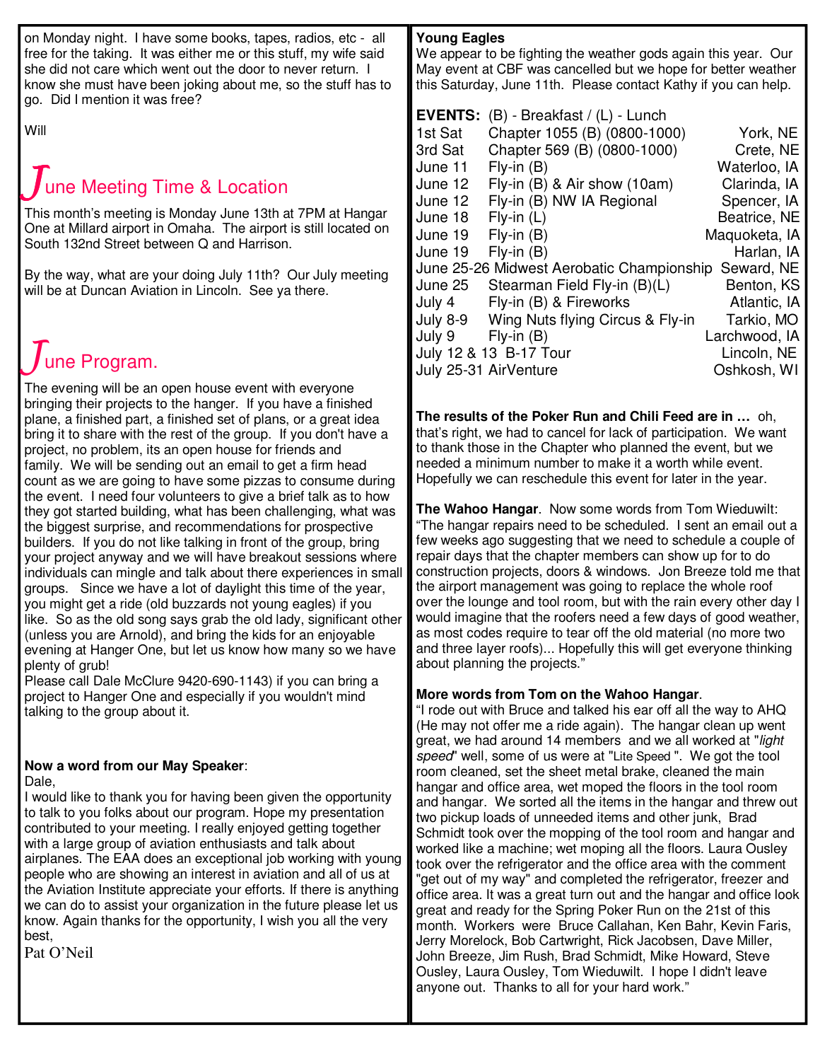on Monday night. I have some books, tapes, radios, etc - all free for the taking. It was either me or this stuff, my wife said she did not care which went out the door to never return. I know she must have been joking about me, so the stuff has to go. Did I mention it was free?

Will

## June Meeting Time & Location

This month's meeting is Monday June 13th at 7PM at Hangar One at Millard airport in Omaha. The airport is still located on South 132nd Street between Q and Harrison.

By the way, what are your doing July 11th? Our July meeting will be at Duncan Aviation in Lincoln. See ya there.

## June Program.

The evening will be an open house event with everyone bringing their projects to the hanger. If you have a finished plane, a finished part, a finished set of plans, or a great idea bring it to share with the rest of the group. If you don't have a project, no problem, its an open house for friends and family. We will be sending out an email to get a firm head count as we are going to have some pizzas to consume during the event. I need four volunteers to give a brief talk as to how they got started building, what has been challenging, what was the biggest surprise, and recommendations for prospective builders. If you do not like talking in front of the group, bring your project anyway and we will have breakout sessions where individuals can mingle and talk about there experiences in small groups. Since we have a lot of daylight this time of the year, you might get a ride (old buzzards not young eagles) if you like. So as the old song says grab the old lady, significant other (unless you are Arnold), and bring the kids for an enjoyable evening at Hanger One, but let us know how many so we have plenty of grub!
Please call Dale McClure 9420-690-1143) if you can bring a project to Hanger One and especially if you wouldn't mind talking to the group about it.

**Now a word from our May Speaker**:
Dale,
I would like to thank you for having been given the opportunity to talk to you folks about our program. Hope my presentation contributed to your meeting. I really enjoyed getting together with a large group of aviation enthusiasts and talk about airplanes. The EAA does an exceptional job working with young people who are showing an interest in aviation and all of us at the Aviation Institute appreciate your efforts. If there is anything we can do to assist your organization in the future please let us know. Again thanks for the opportunity, I wish you all the very best,
Pat O'Neil

**Young Eagles**
We appear to be fighting the weather gods again this year. Our May event at CBF was cancelled but we hope for better weather this Saturday, June 11th. Please contact Kathy if you can help.

**EVENTS:** (B) - Breakfast / (L) - Lunch

| Date | Event | Location |
|---|---|---|
| 1st Sat | Chapter 1055 (B) (0800-1000) | York, NE |
| 3rd Sat | Chapter 569 (B) (0800-1000) | Crete, NE |
| June 11 | Fly-in (B) | Waterloo, IA |
| June 12 | Fly-in (B) & Air show (10am) | Clarinda, IA |
| June 12 | Fly-in (B) NW IA Regional | Spencer, IA |
| June 18 | Fly-in (L) | Beatrice, NE |
| June 19 | Fly-in (B) | Maquoketa, IA |
| June 19 | Fly-in (B) | Harlan, IA |
| June 25-26 | Midwest Aerobatic Championship | Seward, NE |
| June 25 | Stearman Field Fly-in (B)(L) | Benton, KS |
| July 4 | Fly-in (B) & Fireworks | Atlantic, IA |
| July 8-9 | Wing Nuts flying Circus & Fly-in | Tarkio, MO |
| July 9 | Fly-in (B) | Larchwood, IA |
| July 12 & 13 | B-17 Tour | Lincoln, NE |
| July 25-31 | AirVenture | Oshkosh, WI |

**The results of the Poker Run and Chili Feed are in …** oh, that's right, we had to cancel for lack of participation. We want to thank those in the Chapter who planned the event, but we needed a minimum number to make it a worth while event. Hopefully we can reschedule this event for later in the year.

**The Wahoo Hangar**. Now some words from Tom Wieduwilt: "The hangar repairs need to be scheduled. I sent an email out a few weeks ago suggesting that we need to schedule a couple of repair days that the chapter members can show up for to do construction projects, doors & windows. Jon Breeze told me that the airport management was going to replace the whole roof over the lounge and tool room, but with the rain every other day I would imagine that the roofers need a few days of good weather, as most codes require to tear off the old material (no more two and three layer roofs)... Hopefully this will get everyone thinking about planning the projects."

**More words from Tom on the Wahoo Hangar**.
"I rode out with Bruce and talked his ear off all the way to AHQ (He may not offer me a ride again). The hangar clean up went great, we had around 14 members and we all worked at "*light speed*" well, some of us were at "Lite Speed ". We got the tool room cleaned, set the sheet metal brake, cleaned the main hangar and office area, wet moped the floors in the tool room and hangar. We sorted all the items in the hangar and threw out two pickup loads of unneeded items and other junk, Brad Schmidt took over the mopping of the tool room and hangar and worked like a machine; wet moping all the floors. Laura Ousley took over the refrigerator and the office area with the comment "get out of my way" and completed the refrigerator, freezer and office area. It was a great turn out and the hangar and office look great and ready for the Spring Poker Run on the 21st of this month. Workers were Bruce Callahan, Ken Bahr, Kevin Faris, Jerry Morelock, Bob Cartwright, Rick Jacobsen, Dave Miller, John Breeze, Jim Rush, Brad Schmidt, Mike Howard, Steve Ousley, Laura Ousley, Tom Wieduwilt. I hope I didn't leave anyone out. Thanks to all for your hard work."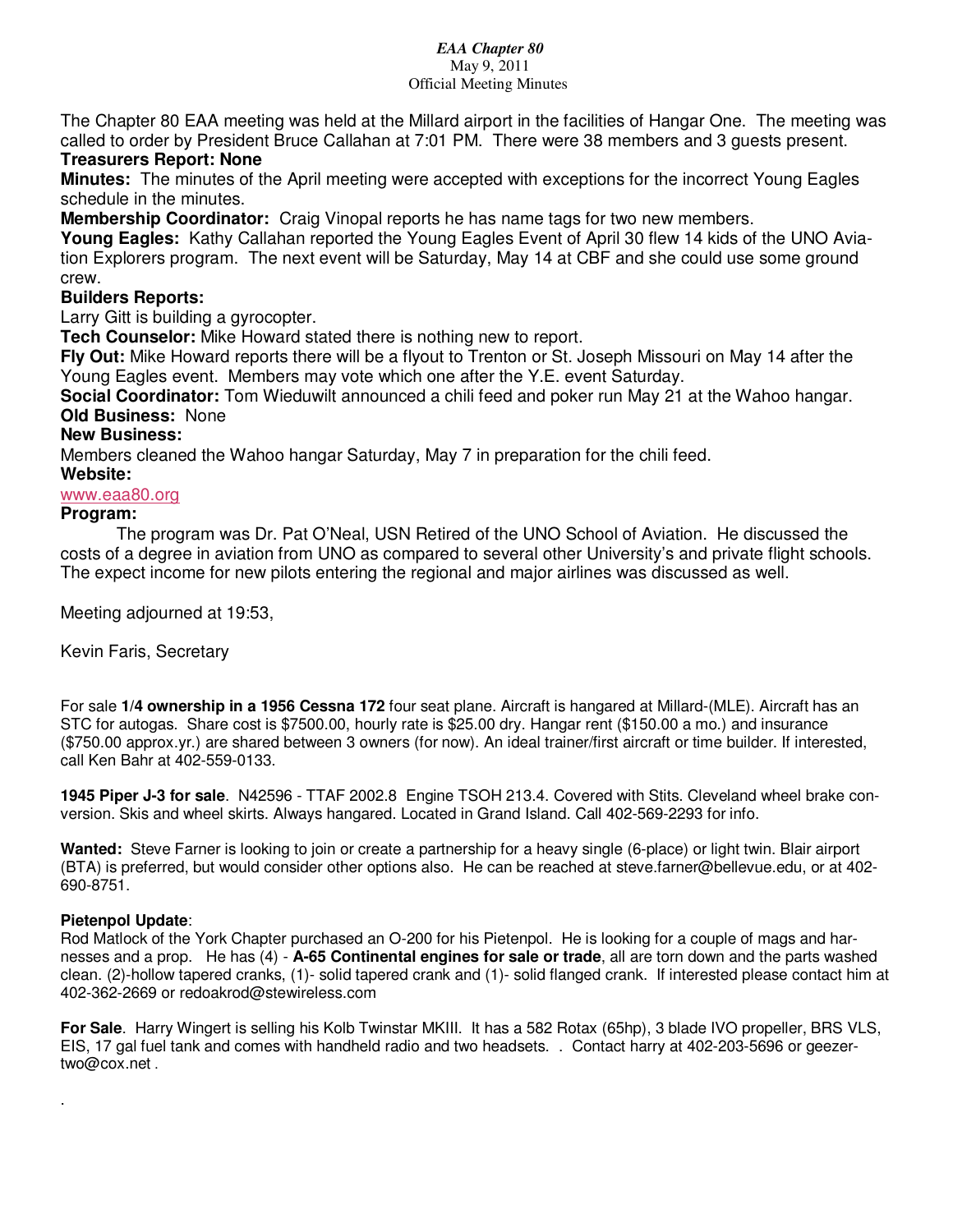*EAA Chapter 80*
May 9, 2011
Official Meeting Minutes

The Chapter 80 EAA meeting was held at the Millard airport in the facilities of Hangar One. The meeting was called to order by President Bruce Callahan at 7:01 PM. There were 38 members and 3 guests present.

**Treasurers Report: None**

**Minutes:** The minutes of the April meeting were accepted with exceptions for the incorrect Young Eagles schedule in the minutes.

**Membership Coordinator:** Craig Vinopal reports he has name tags for two new members.

**Young Eagles:** Kathy Callahan reported the Young Eagles Event of April 30 flew 14 kids of the UNO Aviation Explorers program. The next event will be Saturday, May 14 at CBF and she could use some ground crew.

**Builders Reports:**

Larry Gitt is building a gyrocopter.

**Tech Counselor:** Mike Howard stated there is nothing new to report.

**Fly Out:** Mike Howard reports there will be a flyout to Trenton or St. Joseph Missouri on May 14 after the Young Eagles event. Members may vote which one after the Y.E. event Saturday.

**Social Coordinator:** Tom Wieduwilt announced a chili feed and poker run May 21 at the Wahoo hangar.

**Old Business:** None

**New Business:**

Members cleaned the Wahoo hangar Saturday, May 7 in preparation for the chili feed.

**Website:**

www.eaa80.org

**Program:**

The program was Dr. Pat O'Neal, USN Retired of the UNO School of Aviation. He discussed the costs of a degree in aviation from UNO as compared to several other University's and private flight schools. The expect income for new pilots entering the regional and major airlines was discussed as well.

Meeting adjourned at 19:53,

Kevin Faris, Secretary

For sale **1/4 ownership in a 1956 Cessna 172** four seat plane. Aircraft is hangared at Millard-(MLE). Aircraft has an STC for autogas. Share cost is $7500.00, hourly rate is $25.00 dry. Hangar rent ($150.00 a mo.) and insurance ($750.00 approx.yr.) are shared between 3 owners (for now). An ideal trainer/first aircraft or time builder. If interested, call Ken Bahr at 402-559-0133.

**1945 Piper J-3 for sale**. N42596 - TTAF 2002.8 Engine TSOH 213.4. Covered with Stits. Cleveland wheel brake conversion. Skis and wheel skirts. Always hangared. Located in Grand Island. Call 402-569-2293 for info.

**Wanted:** Steve Farner is looking to join or create a partnership for a heavy single (6-place) or light twin. Blair airport (BTA) is preferred, but would consider other options also. He can be reached at steve.farner@bellevue.edu, or at 402-690-8751.

**Pietenpol Update**:

Rod Matlock of the York Chapter purchased an O-200 for his Pietenpol. He is looking for a couple of mags and harnesses and a prop. He has (4) - **A-65 Continental engines for sale or trade**, all are torn down and the parts washed clean. (2)-hollow tapered cranks, (1)- solid tapered crank and (1)- solid flanged crank. If interested please contact him at 402-362-2669 or redoakrod@stewireless.com

**For Sale**. Harry Wingert is selling his Kolb Twinstar MKIII. It has a 582 Rotax (65hp), 3 blade IVO propeller, BRS VLS, EIS, 17 gal fuel tank and comes with handheld radio and two headsets. . Contact harry at 402-203-5696 or geezertwo@cox.net .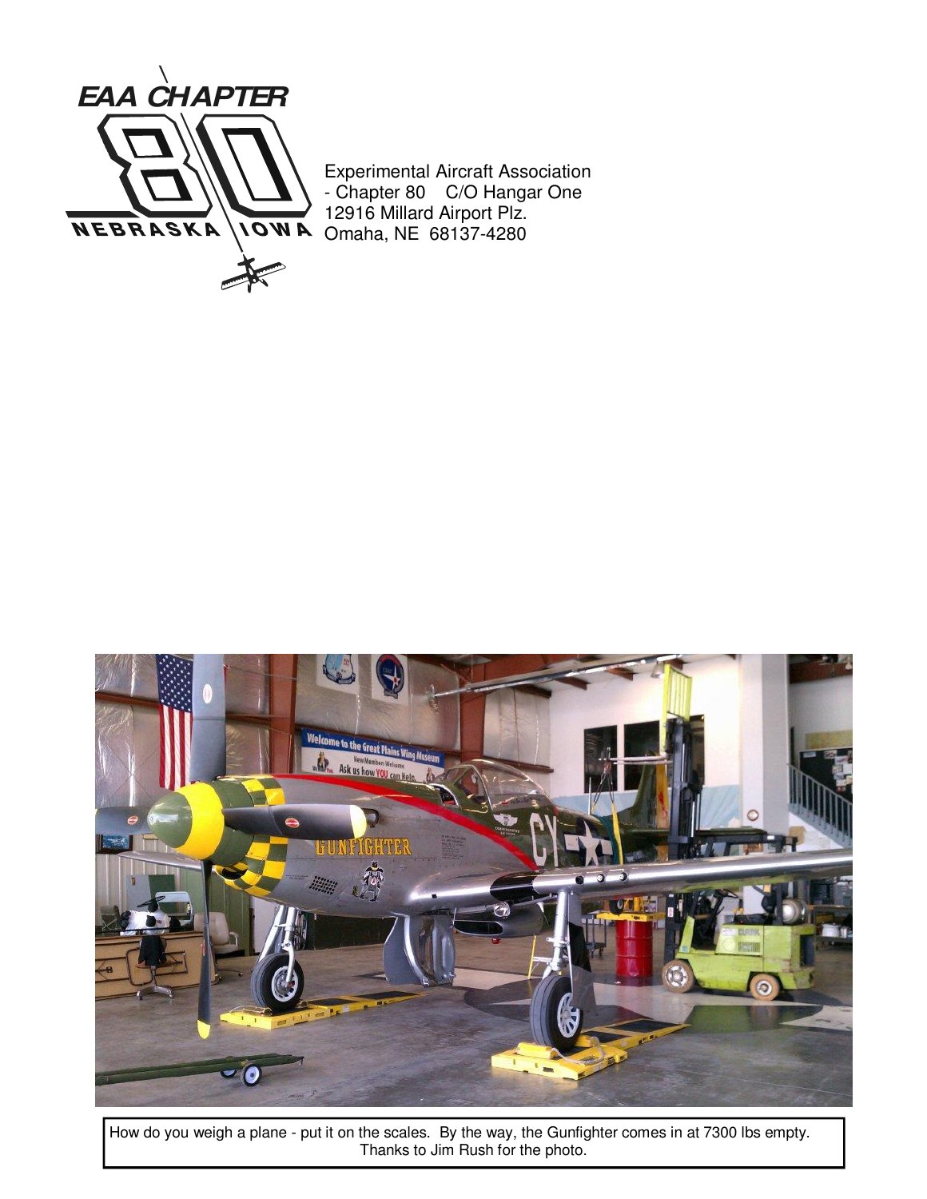Experimental Aircraft Association
- Chapter 80 C/O Hangar One
12916 Millard Airport Plz.
Omaha, NE 68137-4280

How do you weigh a plane - put it on the scales. By the way, the Gunfighter comes in at 7300 lbs empty. Thanks to Jim Rush for the photo.